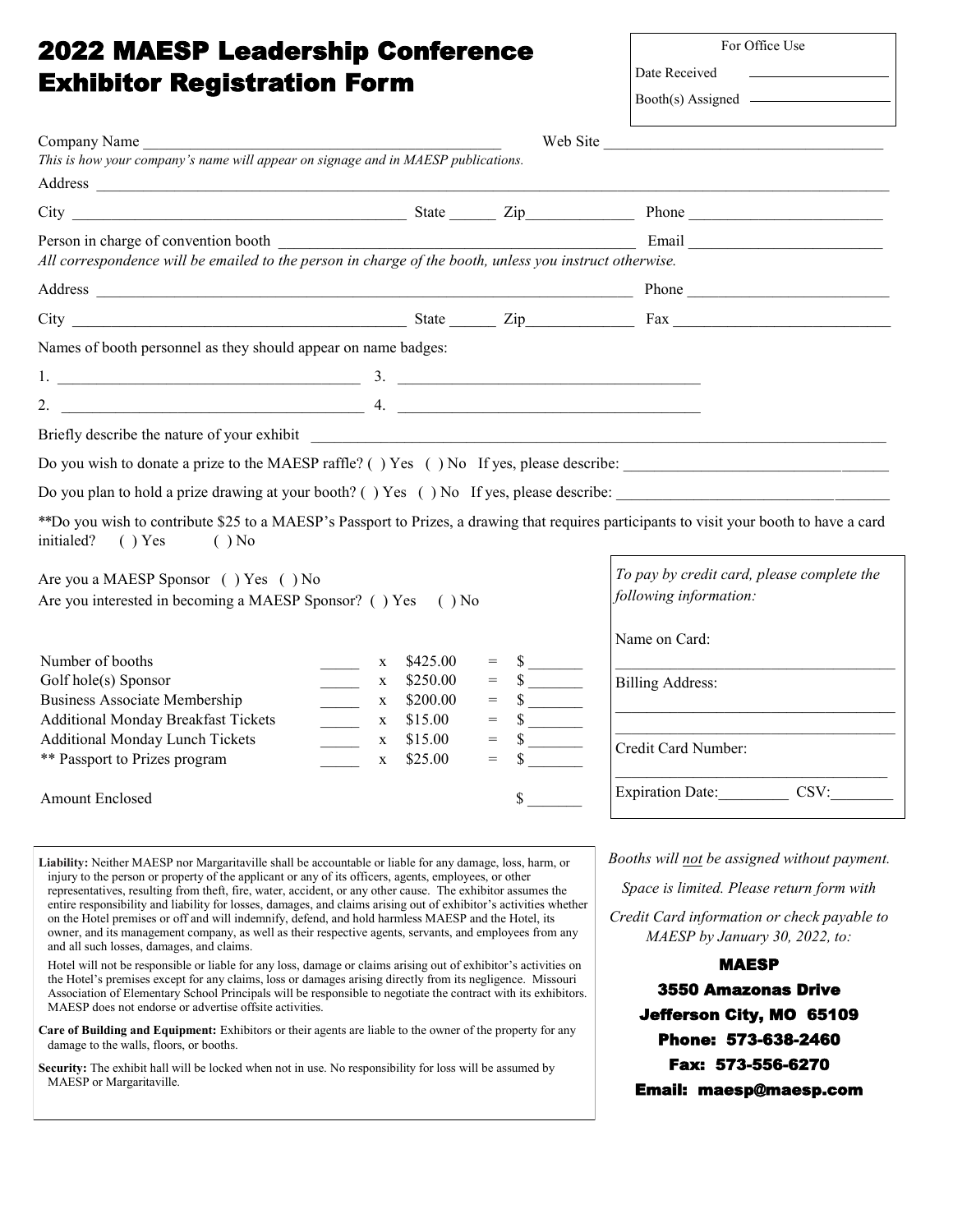# 2022 MAESP Leadership Conference Exhibitor Registration Form

For Office Use

Date Received ____________________

Booth(s) Assigned ____________________

Company Name ______________________________________________ Web Site ____________________________________

*This is how your company's name will appear on signage and in MAESP publications.*

Address ____________________________________________________________________________________________

City ___________________________________________ State ______ Zip______________ Phone _________________________

Person in charge of convention booth _____________________________________________ Email _________________________

*All correspondence will be emailed to the person in charge of the booth, unless you instruct otherwise.*

Address _________________________________________________________________________ Phone __________________________

City ___________________________________________ State ______ Zip______________ Fax ____________________________

Names of booth personnel as they should appear on name badges:

1. _______________________________________ 3. _______________________________________

2. _______________________________________ 4. _______________________________________

Briefly describe the nature of your exhibit _____________________________________________________________________________

Do you wish to donate a prize to the MAESP raffle? ( ) Yes ( ) No If yes, please describe: ________________________________

Do you plan to hold a prize drawing at your booth? ( ) Yes ( ) No If yes, please describe: _______________________________

**Do you wish to contribute $25 to a MAESP's Passport to Prizes, a drawing that requires participants to visit your booth to have a card initialed? ( ) Yes ( ) No

Are you a MAESP Sponsor ( ) Yes ( ) No

Are you interested in becoming a MAESP Sponsor? ( ) Yes ( ) No

| Item | Quantity | | Price | | Total |
|---|---|---|---|---|---|
| Number of booths | _____ | x | $425.00 | = | $ _______ |
| Golf hole(s) Sponsor | _____ | x | $250.00 | = | $ _______ |
| Business Associate Membership | _____ | x | $200.00 | = | $ _______ |
| Additional Monday Breakfast Tickets | _____ | x | $15.00 | = | $ _______ |
| Additional Monday Lunch Tickets | _____ | x | $15.00 | = | $ _______ |
| ** Passport to Prizes program | _____ | x | $25.00 | = | $ _______ |
| Amount Enclosed | | | | | $ _______ |

*To pay by credit card, please complete the following information:*

Name on Card:

___________________________________

Billing Address:

___________________________________

___________________________________

Credit Card Number:

___________________________________

Expiration Date:_________ CSV:________

**Liability:** Neither MAESP nor Margaritaville shall be accountable or liable for any damage, loss, harm, or injury to the person or property of the applicant or any of its officers, agents, employees, or other representatives, resulting from theft, fire, water, accident, or any other cause. The exhibitor assumes the entire responsibility and liability for losses, damages, and claims arising out of exhibitor's activities whether on the Hotel premises or off and will indemnify, defend, and hold harmless MAESP and the Hotel, its owner, and its management company, as well as their respective agents, servants, and employees from any and all such losses, damages, and claims.

Hotel will not be responsible or liable for any loss, damage or claims arising out of exhibitor's activities on the Hotel's premises except for any claims, loss or damages arising directly from its negligence. Missouri Association of Elementary School Principals will be responsible to negotiate the contract with its exhibitors. MAESP does not endorse or advertise offsite activities.

**Care of Building and Equipment:** Exhibitors or their agents are liable to the owner of the property for any damage to the walls, floors, or booths.

**Security:** The exhibit hall will be locked when not in use. No responsibility for loss will be assumed by MAESP or Margaritaville.

*Booths will not be assigned without payment.*

*Space is limited. Please return form with Credit Card information or check payable to MAESP by January 30, 2022, to:*

**MAESP**

**3550 Amazonas Drive**

**Jefferson City, MO 65109**

**Phone: 573-638-2460**

**Fax: 573-556-6270**

**Email: maesp@maesp.com**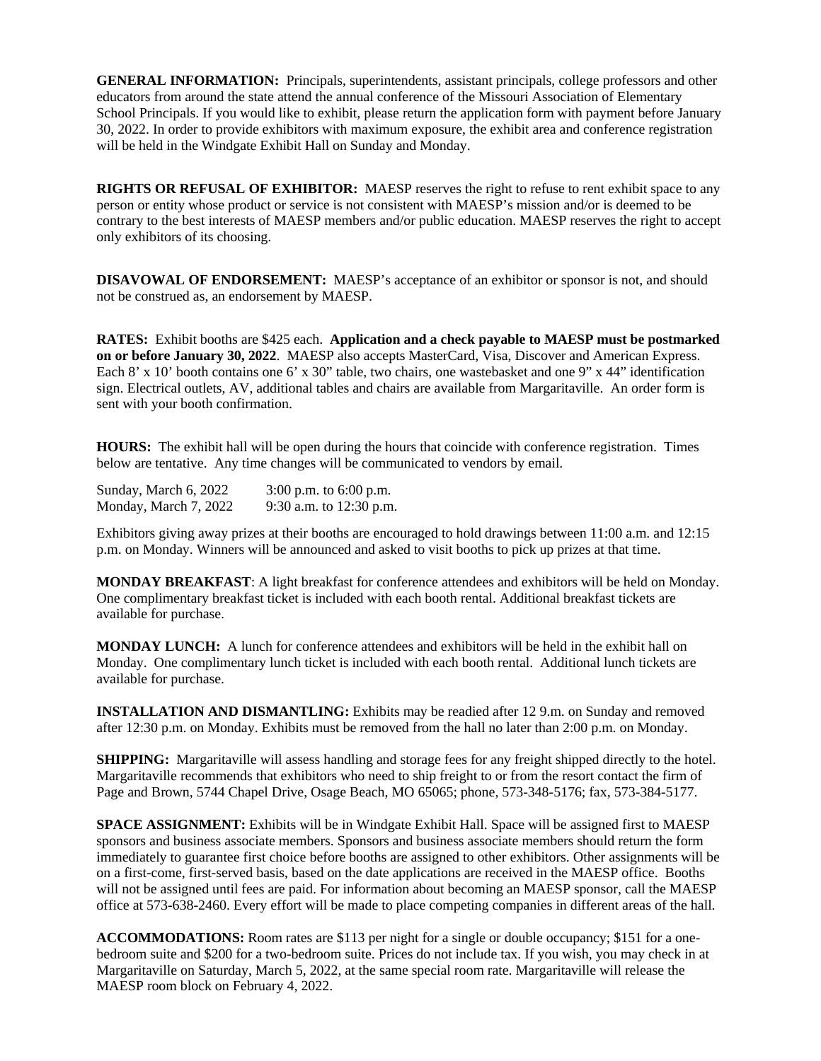**GENERAL INFORMATION:** Principals, superintendents, assistant principals, college professors and other educators from around the state attend the annual conference of the Missouri Association of Elementary School Principals. If you would like to exhibit, please return the application form with payment before January 30, 2022. In order to provide exhibitors with maximum exposure, the exhibit area and conference registration will be held in the Windgate Exhibit Hall on Sunday and Monday.

**RIGHTS OR REFUSAL OF EXHIBITOR:** MAESP reserves the right to refuse to rent exhibit space to any person or entity whose product or service is not consistent with MAESP's mission and/or is deemed to be contrary to the best interests of MAESP members and/or public education. MAESP reserves the right to accept only exhibitors of its choosing.

**DISAVOWAL OF ENDORSEMENT:** MAESP's acceptance of an exhibitor or sponsor is not, and should not be construed as, an endorsement by MAESP.

**RATES:** Exhibit booths are $425 each. **Application and a check payable to MAESP must be postmarked on or before January 30, 2022**. MAESP also accepts MasterCard, Visa, Discover and American Express. Each 8' x 10' booth contains one 6' x 30" table, two chairs, one wastebasket and one 9" x 44" identification sign. Electrical outlets, AV, additional tables and chairs are available from Margaritaville. An order form is sent with your booth confirmation.

**HOURS:** The exhibit hall will be open during the hours that coincide with conference registration. Times below are tentative. Any time changes will be communicated to vendors by email.

| | |
|---|---|
| Sunday, March 6, 2022 | 3:00 p.m. to 6:00 p.m. |
| Monday, March 7, 2022 | 9:30 a.m. to 12:30 p.m. |

Exhibitors giving away prizes at their booths are encouraged to hold drawings between 11:00 a.m. and 12:15 p.m. on Monday. Winners will be announced and asked to visit booths to pick up prizes at that time.

**MONDAY BREAKFAST**: A light breakfast for conference attendees and exhibitors will be held on Monday. One complimentary breakfast ticket is included with each booth rental. Additional breakfast tickets are available for purchase.

**MONDAY LUNCH:** A lunch for conference attendees and exhibitors will be held in the exhibit hall on Monday. One complimentary lunch ticket is included with each booth rental. Additional lunch tickets are available for purchase.

**INSTALLATION AND DISMANTLING:** Exhibits may be readied after 12 9.m. on Sunday and removed after 12:30 p.m. on Monday. Exhibits must be removed from the hall no later than 2:00 p.m. on Monday.

**SHIPPING:** Margaritaville will assess handling and storage fees for any freight shipped directly to the hotel. Margaritaville recommends that exhibitors who need to ship freight to or from the resort contact the firm of Page and Brown, 5744 Chapel Drive, Osage Beach, MO 65065; phone, 573-348-5176; fax, 573-384-5177.

**SPACE ASSIGNMENT:** Exhibits will be in Windgate Exhibit Hall. Space will be assigned first to MAESP sponsors and business associate members. Sponsors and business associate members should return the form immediately to guarantee first choice before booths are assigned to other exhibitors. Other assignments will be on a first-come, first-served basis, based on the date applications are received in the MAESP office. Booths will not be assigned until fees are paid. For information about becoming an MAESP sponsor, call the MAESP office at 573-638-2460. Every effort will be made to place competing companies in different areas of the hall.

**ACCOMMODATIONS:** Room rates are $113 per night for a single or double occupancy; $151 for a one-bedroom suite and $200 for a two-bedroom suite. Prices do not include tax. If you wish, you may check in at Margaritaville on Saturday, March 5, 2022, at the same special room rate. Margaritaville will release the MAESP room block on February 4, 2022.